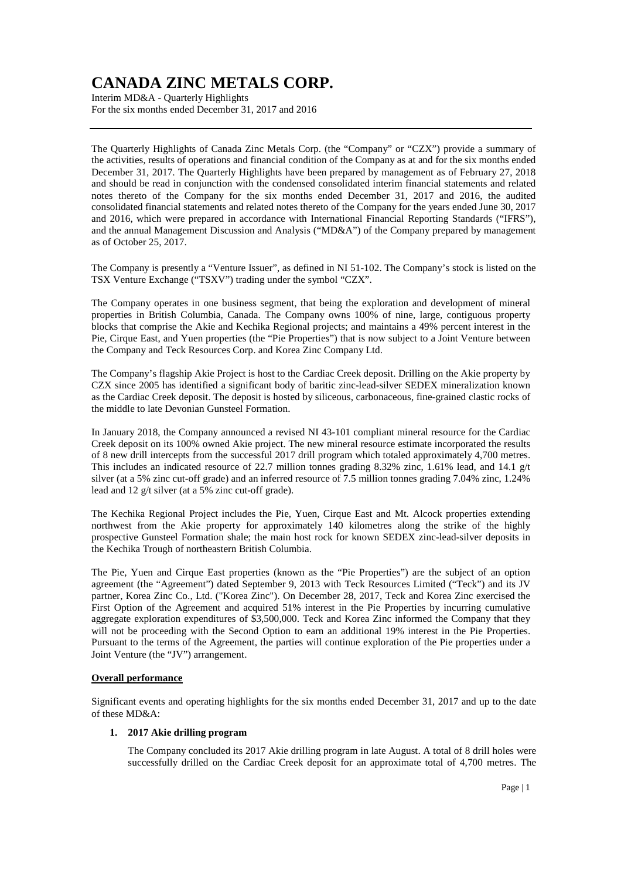# CANADA ZINC METALS CORP.

Interim MD&A - Quarterly Highlights
For the six months ended December 31, 2017 and 2016

The Quarterly Highlights of Canada Zinc Metals Corp. (the "Company" or "CZX") provide a summary of the activities, results of operations and financial condition of the Company as at and for the six months ended December 31, 2017. The Quarterly Highlights have been prepared by management as of February 27, 2018 and should be read in conjunction with the condensed consolidated interim financial statements and related notes thereto of the Company for the six months ended December 31, 2017 and 2016, the audited consolidated financial statements and related notes thereto of the Company for the years ended June 30, 2017 and 2016, which were prepared in accordance with International Financial Reporting Standards ("IFRS"), and the annual Management Discussion and Analysis ("MD&A") of the Company prepared by management as of October 25, 2017.

The Company is presently a "Venture Issuer", as defined in NI 51-102. The Company's stock is listed on the TSX Venture Exchange ("TSXV") trading under the symbol "CZX".

The Company operates in one business segment, that being the exploration and development of mineral properties in British Columbia, Canada. The Company owns 100% of nine, large, contiguous property blocks that comprise the Akie and Kechika Regional projects; and maintains a 49% percent interest in the Pie, Cirque East, and Yuen properties (the "Pie Properties") that is now subject to a Joint Venture between the Company and Teck Resources Corp. and Korea Zinc Company Ltd.

The Company's flagship Akie Project is host to the Cardiac Creek deposit. Drilling on the Akie property by CZX since 2005 has identified a significant body of baritic zinc-lead-silver SEDEX mineralization known as the Cardiac Creek deposit. The deposit is hosted by siliceous, carbonaceous, fine-grained clastic rocks of the middle to late Devonian Gunsteel Formation.

In January 2018, the Company announced a revised NI 43-101 compliant mineral resource for the Cardiac Creek deposit on its 100% owned Akie project. The new mineral resource estimate incorporated the results of 8 new drill intercepts from the successful 2017 drill program which totaled approximately 4,700 metres. This includes an indicated resource of 22.7 million tonnes grading 8.32% zinc, 1.61% lead, and 14.1 g/t silver (at a 5% zinc cut-off grade) and an inferred resource of 7.5 million tonnes grading 7.04% zinc, 1.24% lead and 12 g/t silver (at a 5% zinc cut-off grade).

The Kechika Regional Project includes the Pie, Yuen, Cirque East and Mt. Alcock properties extending northwest from the Akie property for approximately 140 kilometres along the strike of the highly prospective Gunsteel Formation shale; the main host rock for known SEDEX zinc-lead-silver deposits in the Kechika Trough of northeastern British Columbia.

The Pie, Yuen and Cirque East properties (known as the "Pie Properties") are the subject of an option agreement (the "Agreement") dated September 9, 2013 with Teck Resources Limited ("Teck") and its JV partner, Korea Zinc Co., Ltd. ("Korea Zinc"). On December 28, 2017, Teck and Korea Zinc exercised the First Option of the Agreement and acquired 51% interest in the Pie Properties by incurring cumulative aggregate exploration expenditures of $3,500,000. Teck and Korea Zinc informed the Company that they will not be proceeding with the Second Option to earn an additional 19% interest in the Pie Properties. Pursuant to the terms of the Agreement, the parties will continue exploration of the Pie properties under a Joint Venture (the "JV") arrangement.

## Overall performance

Significant events and operating highlights for the six months ended December 31, 2017 and up to the date of these MD&A:

1. **2017 Akie drilling program**

   The Company concluded its 2017 Akie drilling program in late August. A total of 8 drill holes were successfully drilled on the Cardiac Creek deposit for an approximate total of 4,700 metres. The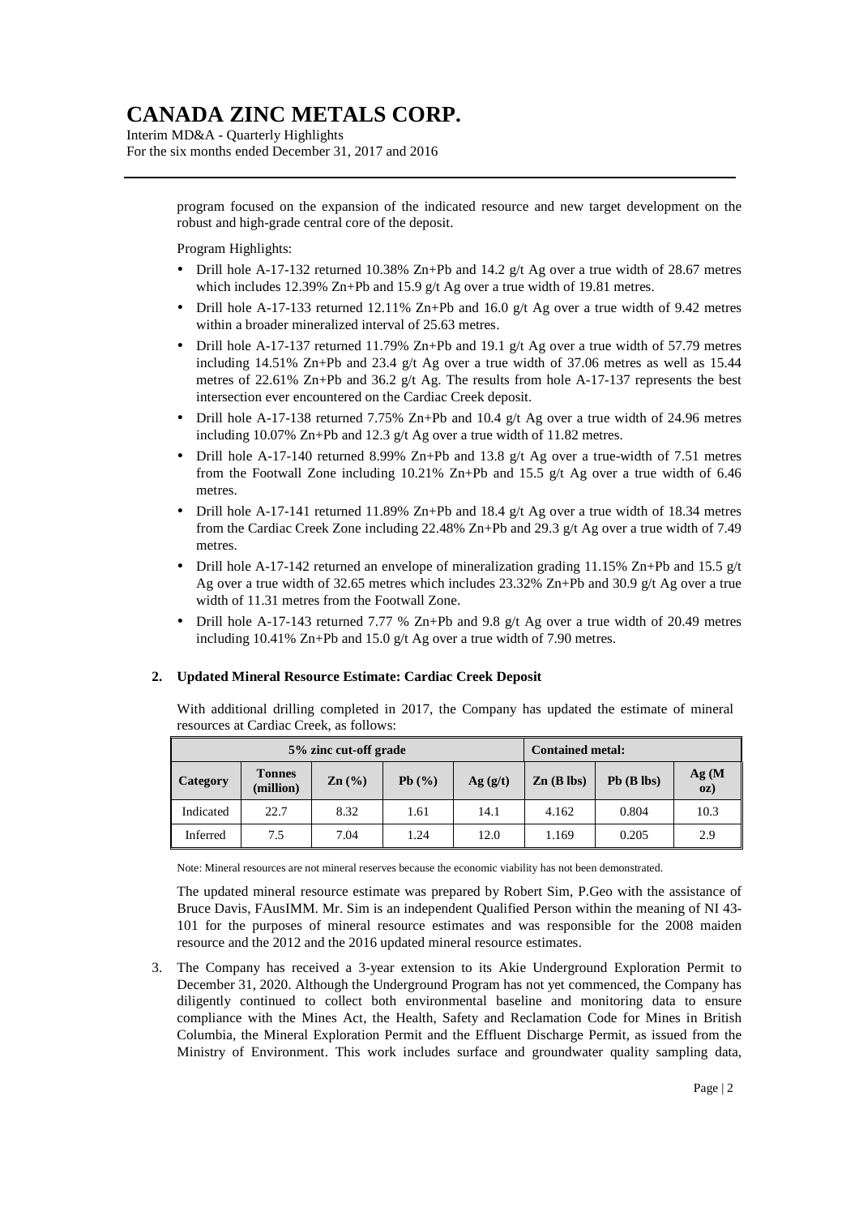program focused on the expansion of the indicated resource and new target development on the robust and high-grade central core of the deposit.

Program Highlights:

- Drill hole A-17-132 returned 10.38% Zn+Pb and 14.2 g/t Ag over a true width of 28.67 metres which includes 12.39% Zn+Pb and 15.9 g/t Ag over a true width of 19.81 metres.
- Drill hole A-17-133 returned 12.11% Zn+Pb and 16.0 g/t Ag over a true width of 9.42 metres within a broader mineralized interval of 25.63 metres.
- Drill hole A-17-137 returned 11.79% Zn+Pb and 19.1 g/t Ag over a true width of 57.79 metres including 14.51% Zn+Pb and 23.4 g/t Ag over a true width of 37.06 metres as well as 15.44 metres of 22.61% Zn+Pb and 36.2 g/t Ag. The results from hole A-17-137 represents the best intersection ever encountered on the Cardiac Creek deposit.
- Drill hole A-17-138 returned 7.75% Zn+Pb and 10.4 g/t Ag over a true width of 24.96 metres including 10.07% Zn+Pb and 12.3 g/t Ag over a true width of 11.82 metres.
- Drill hole A-17-140 returned 8.99% Zn+Pb and 13.8 g/t Ag over a true-width of 7.51 metres from the Footwall Zone including 10.21% Zn+Pb and 15.5 g/t Ag over a true width of 6.46 metres.
- Drill hole A-17-141 returned 11.89% Zn+Pb and 18.4 g/t Ag over a true width of 18.34 metres from the Cardiac Creek Zone including 22.48% Zn+Pb and 29.3 g/t Ag over a true width of 7.49 metres.
- Drill hole A-17-142 returned an envelope of mineralization grading 11.15% Zn+Pb and 15.5 g/t Ag over a true width of 32.65 metres which includes 23.32% Zn+Pb and 30.9 g/t Ag over a true width of 11.31 metres from the Footwall Zone.
- Drill hole A-17-143 returned 7.77 % Zn+Pb and 9.8 g/t Ag over a true width of 20.49 metres including 10.41% Zn+Pb and 15.0 g/t Ag over a true width of 7.90 metres.

**2. Updated Mineral Resource Estimate: Cardiac Creek Deposit**

With additional drilling completed in 2017, the Company has updated the estimate of mineral resources at Cardiac Creek, as follows:

| 5% zinc cut-off grade | | | | | Contained metal: | | |
|---|---|---|---|---|---|---|---|
| **Category** | **Tonnes (million)** | **Zn (%)** | **Pb (%)** | **Ag (g/t)** | **Zn (B lbs)** | **Pb (B lbs)** | **Ag (M oz)** |
| Indicated | 22.7 | 8.32 | 1.61 | 14.1 | 4.162 | 0.804 | 10.3 |
| Inferred | 7.5 | 7.04 | 1.24 | 12.0 | 1.169 | 0.205 | 2.9 |

Note: Mineral resources are not mineral reserves because the economic viability has not been demonstrated.

The updated mineral resource estimate was prepared by Robert Sim, P.Geo with the assistance of Bruce Davis, FAusIMM. Mr. Sim is an independent Qualified Person within the meaning of NI 43-101 for the purposes of mineral resource estimates and was responsible for the 2008 maiden resource and the 2012 and the 2016 updated mineral resource estimates.

3. The Company has received a 3-year extension to its Akie Underground Exploration Permit to December 31, 2020. Although the Underground Program has not yet commenced, the Company has diligently continued to collect both environmental baseline and monitoring data to ensure compliance with the Mines Act, the Health, Safety and Reclamation Code for Mines in British Columbia, the Mineral Exploration Permit and the Effluent Discharge Permit, as issued from the Ministry of Environment. This work includes surface and groundwater quality sampling data,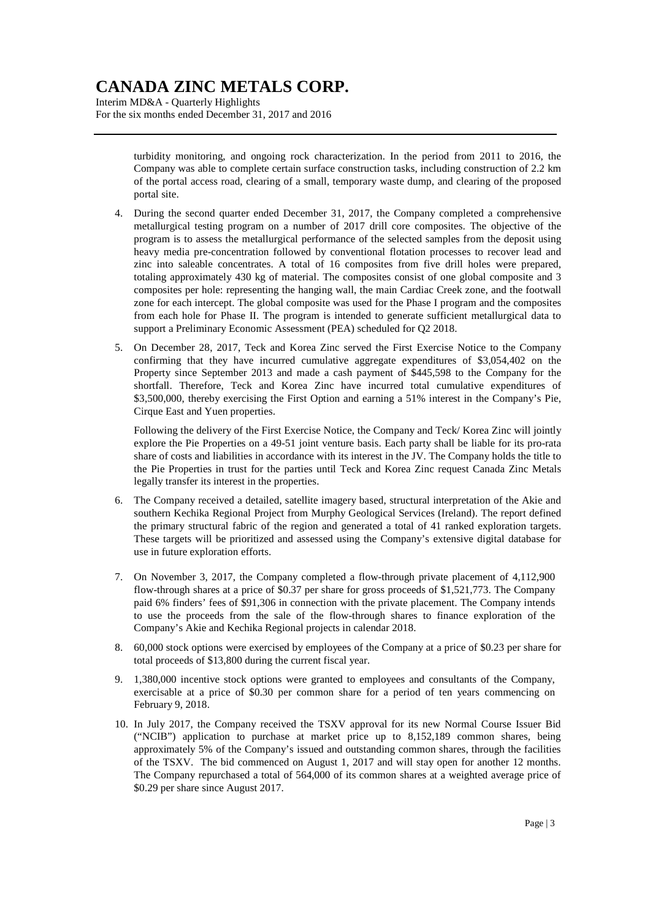turbidity monitoring, and ongoing rock characterization. In the period from 2011 to 2016, the Company was able to complete certain surface construction tasks, including construction of 2.2 km of the portal access road, clearing of a small, temporary waste dump, and clearing of the proposed portal site.

4. During the second quarter ended December 31, 2017, the Company completed a comprehensive metallurgical testing program on a number of 2017 drill core composites. The objective of the program is to assess the metallurgical performance of the selected samples from the deposit using heavy media pre-concentration followed by conventional flotation processes to recover lead and zinc into saleable concentrates. A total of 16 composites from five drill holes were prepared, totaling approximately 430 kg of material. The composites consist of one global composite and 3 composites per hole: representing the hanging wall, the main Cardiac Creek zone, and the footwall zone for each intercept. The global composite was used for the Phase I program and the composites from each hole for Phase II. The program is intended to generate sufficient metallurgical data to support a Preliminary Economic Assessment (PEA) scheduled for Q2 2018.

5. On December 28, 2017, Teck and Korea Zinc served the First Exercise Notice to the Company confirming that they have incurred cumulative aggregate expenditures of $3,054,402 on the Property since September 2013 and made a cash payment of $445,598 to the Company for the shortfall. Therefore, Teck and Korea Zinc have incurred total cumulative expenditures of $3,500,000, thereby exercising the First Option and earning a 51% interest in the Company's Pie, Cirque East and Yuen properties.

   Following the delivery of the First Exercise Notice, the Company and Teck/ Korea Zinc will jointly explore the Pie Properties on a 49-51 joint venture basis. Each party shall be liable for its pro-rata share of costs and liabilities in accordance with its interest in the JV. The Company holds the title to the Pie Properties in trust for the parties until Teck and Korea Zinc request Canada Zinc Metals legally transfer its interest in the properties.

6. The Company received a detailed, satellite imagery based, structural interpretation of the Akie and southern Kechika Regional Project from Murphy Geological Services (Ireland). The report defined the primary structural fabric of the region and generated a total of 41 ranked exploration targets. These targets will be prioritized and assessed using the Company's extensive digital database for use in future exploration efforts.

7. On November 3, 2017, the Company completed a flow-through private placement of 4,112,900 flow-through shares at a price of $0.37 per share for gross proceeds of $1,521,773. The Company paid 6% finders' fees of $91,306 in connection with the private placement. The Company intends to use the proceeds from the sale of the flow-through shares to finance exploration of the Company's Akie and Kechika Regional projects in calendar 2018.

8. 60,000 stock options were exercised by employees of the Company at a price of $0.23 per share for total proceeds of $13,800 during the current fiscal year.

9. 1,380,000 incentive stock options were granted to employees and consultants of the Company, exercisable at a price of $0.30 per common share for a period of ten years commencing on February 9, 2018.

10. In July 2017, the Company received the TSXV approval for its new Normal Course Issuer Bid ("NCIB") application to purchase at market price up to 8,152,189 common shares, being approximately 5% of the Company's issued and outstanding common shares, through the facilities of the TSXV. The bid commenced on August 1, 2017 and will stay open for another 12 months. The Company repurchased a total of 564,000 of its common shares at a weighted average price of $0.29 per share since August 2017.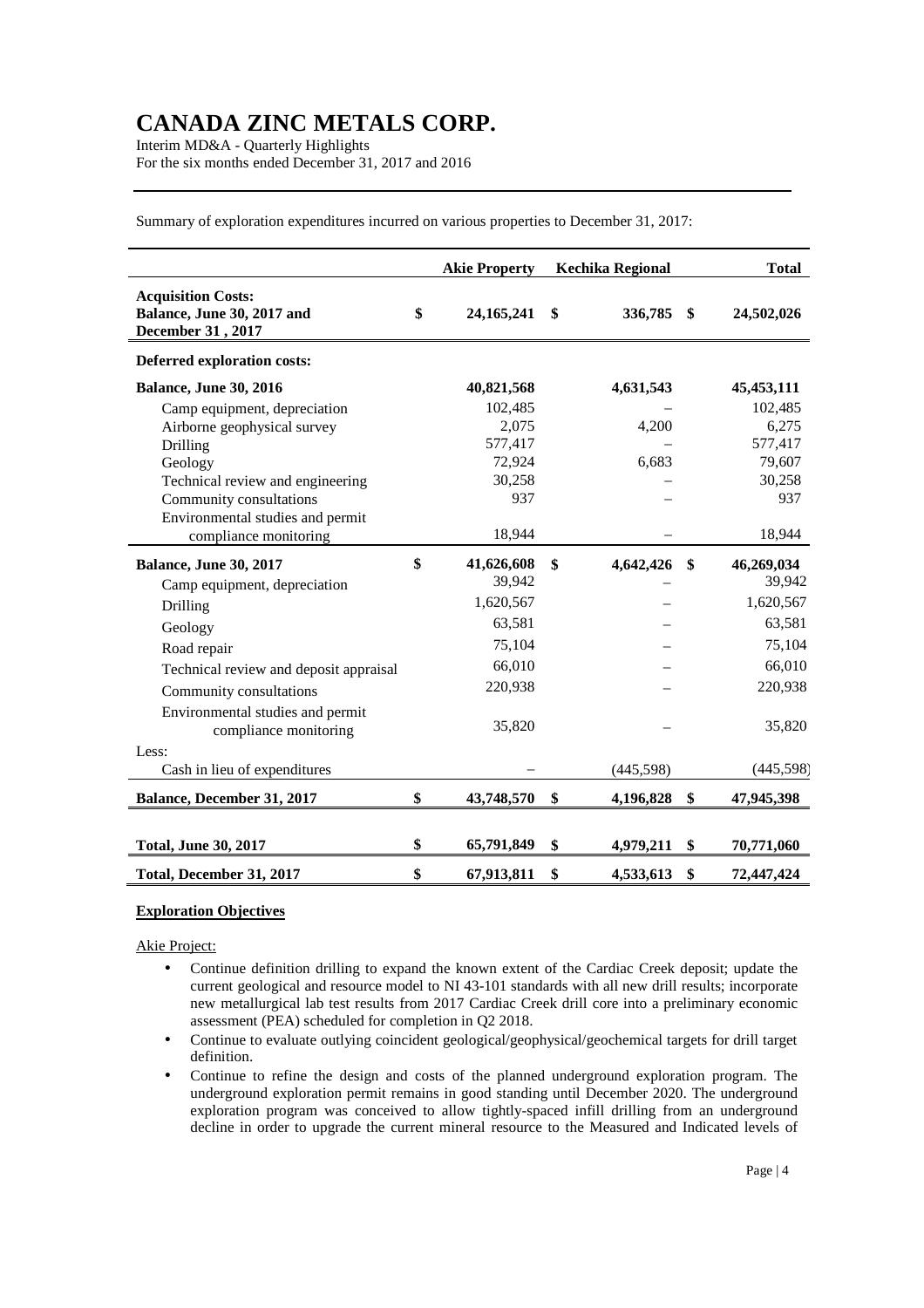# CANADA ZINC METALS CORP.

Interim MD&A - Quarterly Highlights
For the six months ended December 31, 2017 and 2016

Summary of exploration expenditures incurred on various properties to December 31, 2017:

| | Akie Property | Kechika Regional | Total |
|---|---|---|---|
| **Acquisition Costs:** | | | |
| **Balance, June 30, 2017 and December 31 , 2017** | **$ 24,165,241** | **$ 336,785** | **$ 24,502,026** |
| **Deferred exploration costs:** | | | |
| **Balance, June 30, 2016** | **40,821,568** | **4,631,543** | **45,453,111** |
| Camp equipment, depreciation | 102,485 | – | 102,485 |
| Airborne geophysical survey | 2,075 | 4,200 | 6,275 |
| Drilling | 577,417 | – | 577,417 |
| Geology | 72,924 | 6,683 | 79,607 |
| Technical review and engineering | 30,258 | – | 30,258 |
| Community consultations | 937 | – | 937 |
| Environmental studies and permit compliance monitoring | 18,944 | – | 18,944 |
| **Balance, June 30, 2017** | **$ 41,626,608** | **$ 4,642,426** | **$ 46,269,034** |
| Camp equipment, depreciation | 39,942 | – | 39,942 |
| Drilling | 1,620,567 | – | 1,620,567 |
| Geology | 63,581 | – | 63,581 |
| Road repair | 75,104 | – | 75,104 |
| Technical review and deposit appraisal | 66,010 | – | 66,010 |
| Community consultations | 220,938 | – | 220,938 |
| Environmental studies and permit compliance monitoring | 35,820 | – | 35,820 |
| Less: | | | |
| Cash in lieu of expenditures | – | (445,598) | (445,598) |
| **Balance, December 31, 2017** | **$ 43,748,570** | **$ 4,196,828** | **$ 47,945,398** |
| **Total, June 30, 2017** | **$ 65,791,849** | **$ 4,979,211** | **$ 70,771,060** |
| **Total, December 31, 2017** | **$ 67,913,811** | **$ 4,533,613** | **$ 72,447,424** |

**Exploration Objectives**

Akie Project:

- Continue definition drilling to expand the known extent of the Cardiac Creek deposit; update the current geological and resource model to NI 43-101 standards with all new drill results; incorporate new metallurgical lab test results from 2017 Cardiac Creek drill core into a preliminary economic assessment (PEA) scheduled for completion in Q2 2018.
- Continue to evaluate outlying coincident geological/geophysical/geochemical targets for drill target definition.
- Continue to refine the design and costs of the planned underground exploration program. The underground exploration permit remains in good standing until December 2020. The underground exploration program was conceived to allow tightly-spaced infill drilling from an underground decline in order to upgrade the current mineral resource to the Measured and Indicated levels of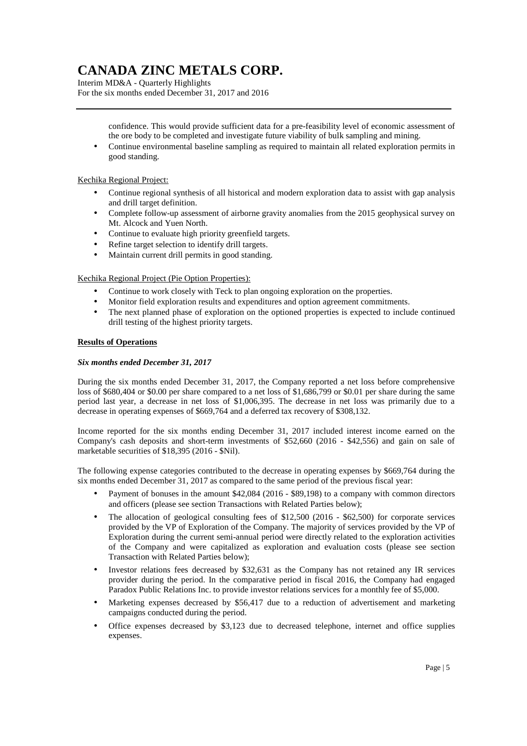confidence. This would provide sufficient data for a pre-feasibility level of economic assessment of the ore body to be completed and investigate future viability of bulk sampling and mining.

- Continue environmental baseline sampling as required to maintain all related exploration permits in good standing.

Kechika Regional Project:

- Continue regional synthesis of all historical and modern exploration data to assist with gap analysis and drill target definition.
- Complete follow-up assessment of airborne gravity anomalies from the 2015 geophysical survey on Mt. Alcock and Yuen North.
- Continue to evaluate high priority greenfield targets.
- Refine target selection to identify drill targets.
- Maintain current drill permits in good standing.

Kechika Regional Project (Pie Option Properties):

- Continue to work closely with Teck to plan ongoing exploration on the properties.
- Monitor field exploration results and expenditures and option agreement commitments.
- The next planned phase of exploration on the optioned properties is expected to include continued drill testing of the highest priority targets.

## Results of Operations

### *Six months ended December 31, 2017*

During the six months ended December 31, 2017, the Company reported a net loss before comprehensive loss of $680,404 or $0.00 per share compared to a net loss of $1,686,799 or $0.01 per share during the same period last year, a decrease in net loss of $1,006,395. The decrease in net loss was primarily due to a decrease in operating expenses of $669,764 and a deferred tax recovery of $308,132.

Income reported for the six months ending December 31, 2017 included interest income earned on the Company's cash deposits and short-term investments of $52,660 (2016 - $42,556) and gain on sale of marketable securities of $18,395 (2016 - $Nil).

The following expense categories contributed to the decrease in operating expenses by $669,764 during the six months ended December 31, 2017 as compared to the same period of the previous fiscal year:

- Payment of bonuses in the amount $42,084 (2016 - $89,198) to a company with common directors and officers (please see section Transactions with Related Parties below);
- The allocation of geological consulting fees of $12,500 (2016 - $62,500) for corporate services provided by the VP of Exploration of the Company. The majority of services provided by the VP of Exploration during the current semi-annual period were directly related to the exploration activities of the Company and were capitalized as exploration and evaluation costs (please see section Transaction with Related Parties below);
- Investor relations fees decreased by $32,631 as the Company has not retained any IR services provider during the period. In the comparative period in fiscal 2016, the Company had engaged Paradox Public Relations Inc. to provide investor relations services for a monthly fee of $5,000.
- Marketing expenses decreased by $56,417 due to a reduction of advertisement and marketing campaigns conducted during the period.
- Office expenses decreased by $3,123 due to decreased telephone, internet and office supplies expenses.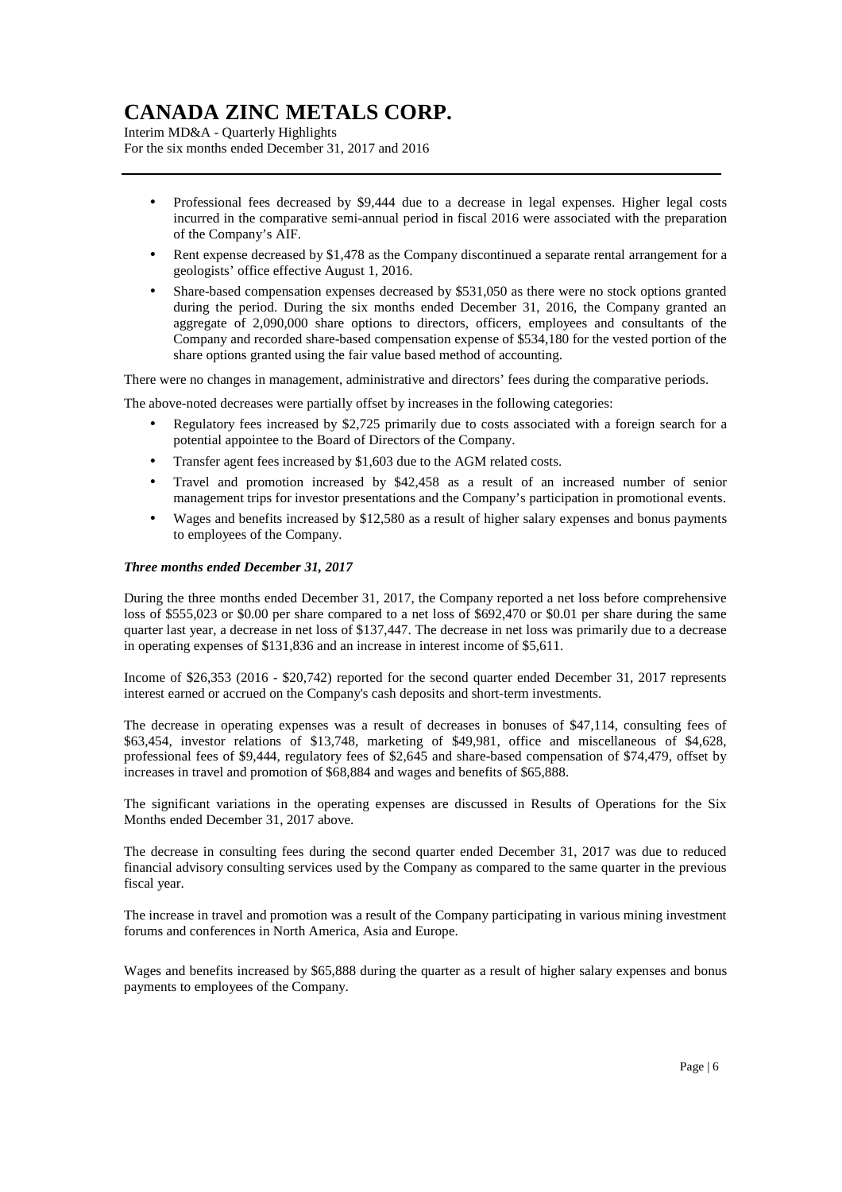- Professional fees decreased by $9,444 due to a decrease in legal expenses. Higher legal costs incurred in the comparative semi-annual period in fiscal 2016 were associated with the preparation of the Company's AIF.
- Rent expense decreased by $1,478 as the Company discontinued a separate rental arrangement for a geologists' office effective August 1, 2016.
- Share-based compensation expenses decreased by $531,050 as there were no stock options granted during the period. During the six months ended December 31, 2016, the Company granted an aggregate of 2,090,000 share options to directors, officers, employees and consultants of the Company and recorded share-based compensation expense of $534,180 for the vested portion of the share options granted using the fair value based method of accounting.

There were no changes in management, administrative and directors' fees during the comparative periods.

The above-noted decreases were partially offset by increases in the following categories:

- Regulatory fees increased by $2,725 primarily due to costs associated with a foreign search for a potential appointee to the Board of Directors of the Company.
- Transfer agent fees increased by $1,603 due to the AGM related costs.
- Travel and promotion increased by $42,458 as a result of an increased number of senior management trips for investor presentations and the Company's participation in promotional events.
- Wages and benefits increased by $12,580 as a result of higher salary expenses and bonus payments to employees of the Company.

***Three months ended December 31, 2017***

During the three months ended December 31, 2017, the Company reported a net loss before comprehensive loss of $555,023 or $0.00 per share compared to a net loss of $692,470 or $0.01 per share during the same quarter last year, a decrease in net loss of $137,447. The decrease in net loss was primarily due to a decrease in operating expenses of $131,836 and an increase in interest income of $5,611.

Income of $26,353 (2016 - $20,742) reported for the second quarter ended December 31, 2017 represents interest earned or accrued on the Company's cash deposits and short-term investments.

The decrease in operating expenses was a result of decreases in bonuses of $47,114, consulting fees of $63,454, investor relations of $13,748, marketing of $49,981, office and miscellaneous of $4,628, professional fees of $9,444, regulatory fees of $2,645 and share-based compensation of $74,479, offset by increases in travel and promotion of $68,884 and wages and benefits of $65,888.

The significant variations in the operating expenses are discussed in Results of Operations for the Six Months ended December 31, 2017 above.

The decrease in consulting fees during the second quarter ended December 31, 2017 was due to reduced financial advisory consulting services used by the Company as compared to the same quarter in the previous fiscal year.

The increase in travel and promotion was a result of the Company participating in various mining investment forums and conferences in North America, Asia and Europe.

Wages and benefits increased by $65,888 during the quarter as a result of higher salary expenses and bonus payments to employees of the Company.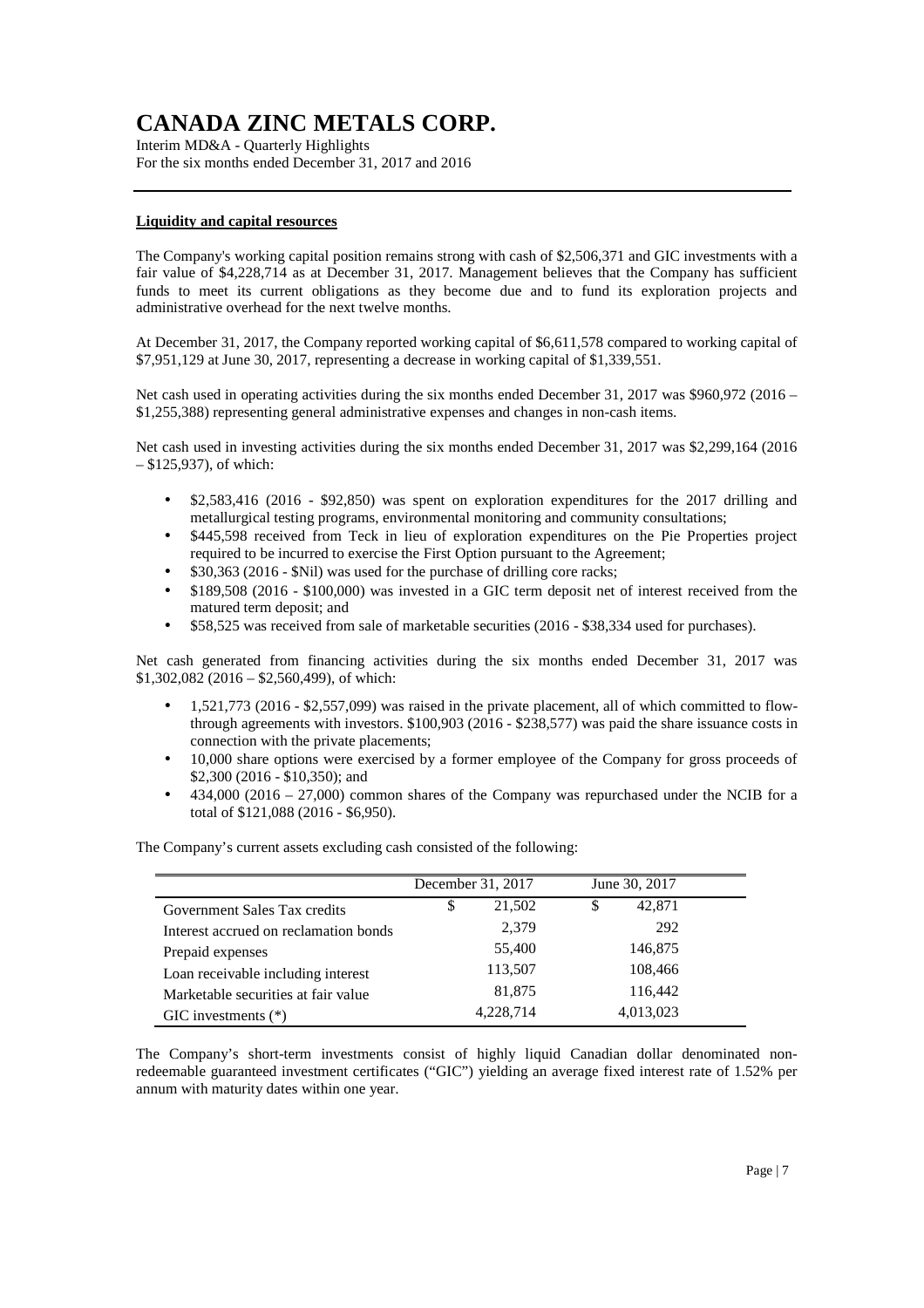# CANADA ZINC METALS CORP.

Interim MD&A - Quarterly Highlights
For the six months ended December 31, 2017 and 2016

**Liquidity and capital resources**

The Company's working capital position remains strong with cash of $2,506,371 and GIC investments with a fair value of $4,228,714 as at December 31, 2017. Management believes that the Company has sufficient funds to meet its current obligations as they become due and to fund its exploration projects and administrative overhead for the next twelve months.

At December 31, 2017, the Company reported working capital of $6,611,578 compared to working capital of $7,951,129 at June 30, 2017, representing a decrease in working capital of $1,339,551.

Net cash used in operating activities during the six months ended December 31, 2017 was $960,972 (2016 – $1,255,388) representing general administrative expenses and changes in non-cash items.

Net cash used in investing activities during the six months ended December 31, 2017 was $2,299,164 (2016 – $125,937), of which:

- $2,583,416 (2016 - $92,850) was spent on exploration expenditures for the 2017 drilling and metallurgical testing programs, environmental monitoring and community consultations;
- $445,598 received from Teck in lieu of exploration expenditures on the Pie Properties project required to be incurred to exercise the First Option pursuant to the Agreement;
- $30,363 (2016 - $Nil) was used for the purchase of drilling core racks;
- $189,508 (2016 - $100,000) was invested in a GIC term deposit net of interest received from the matured term deposit; and
- $58,525 was received from sale of marketable securities (2016 - $38,334 used for purchases).

Net cash generated from financing activities during the six months ended December 31, 2017 was $1,302,082 (2016 – $2,560,499), of which:

- 1,521,773 (2016 - $2,557,099) was raised in the private placement, all of which committed to flow-through agreements with investors. $100,903 (2016 - $238,577) was paid the share issuance costs in connection with the private placements;
- 10,000 share options were exercised by a former employee of the Company for gross proceeds of $2,300 (2016 - $10,350); and
- 434,000 (2016 – 27,000) common shares of the Company was repurchased under the NCIB for a total of $121,088 (2016 - $6,950).

The Company's current assets excluding cash consisted of the following:

| | December 31, 2017 | June 30, 2017 |
|---|---|---|
| Government Sales Tax credits | $ 21,502 | $ 42,871 |
| Interest accrued on reclamation bonds | 2,379 | 292 |
| Prepaid expenses | 55,400 | 146,875 |
| Loan receivable including interest | 113,507 | 108,466 |
| Marketable securities at fair value | 81,875 | 116,442 |
| GIC investments (*) | 4,228,714 | 4,013,023 |

The Company's short-term investments consist of highly liquid Canadian dollar denominated non-redeemable guaranteed investment certificates ("GIC") yielding an average fixed interest rate of 1.52% per annum with maturity dates within one year.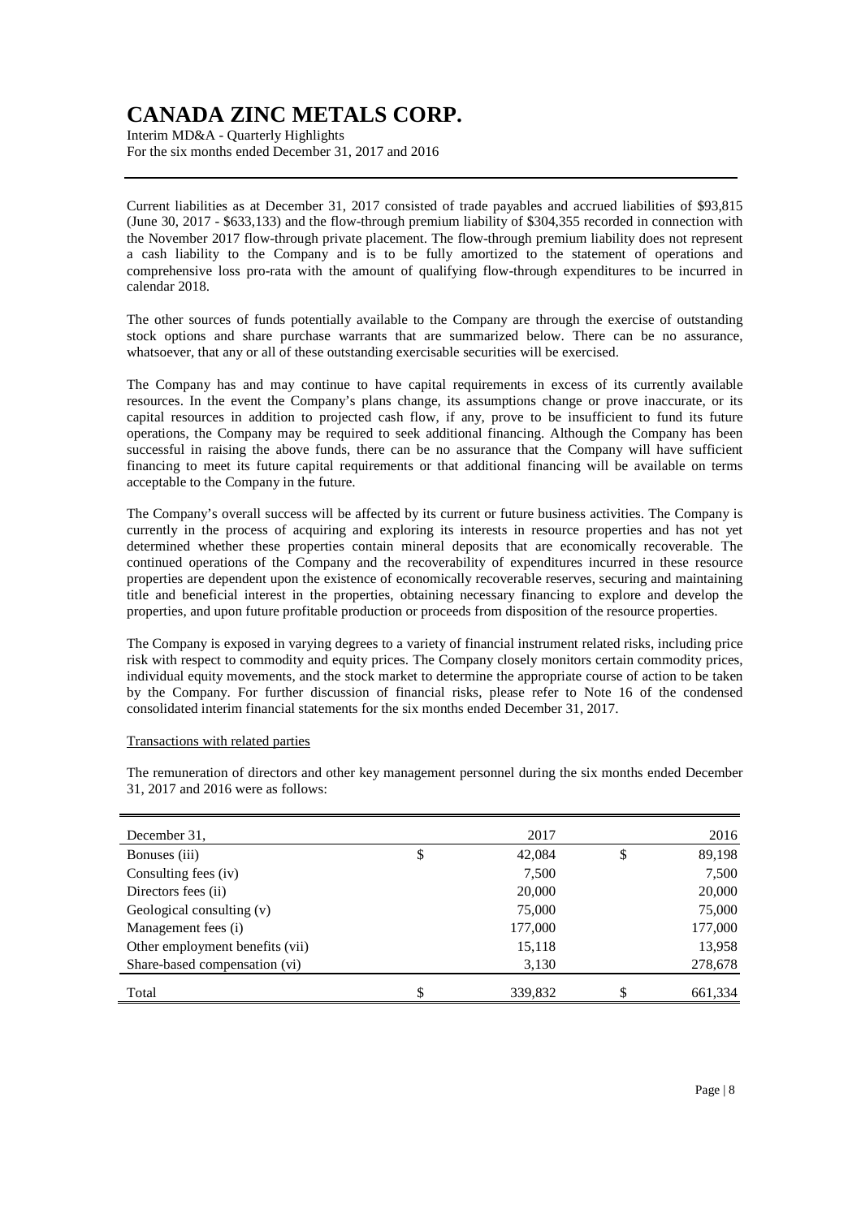Current liabilities as at December 31, 2017 consisted of trade payables and accrued liabilities of $93,815 (June 30, 2017 - $633,133) and the flow-through premium liability of $304,355 recorded in connection with the November 2017 flow-through private placement. The flow-through premium liability does not represent a cash liability to the Company and is to be fully amortized to the statement of operations and comprehensive loss pro-rata with the amount of qualifying flow-through expenditures to be incurred in calendar 2018.

The other sources of funds potentially available to the Company are through the exercise of outstanding stock options and share purchase warrants that are summarized below. There can be no assurance, whatsoever, that any or all of these outstanding exercisable securities will be exercised.

The Company has and may continue to have capital requirements in excess of its currently available resources. In the event the Company's plans change, its assumptions change or prove inaccurate, or its capital resources in addition to projected cash flow, if any, prove to be insufficient to fund its future operations, the Company may be required to seek additional financing. Although the Company has been successful in raising the above funds, there can be no assurance that the Company will have sufficient financing to meet its future capital requirements or that additional financing will be available on terms acceptable to the Company in the future.

The Company's overall success will be affected by its current or future business activities. The Company is currently in the process of acquiring and exploring its interests in resource properties and has not yet determined whether these properties contain mineral deposits that are economically recoverable. The continued operations of the Company and the recoverability of expenditures incurred in these resource properties are dependent upon the existence of economically recoverable reserves, securing and maintaining title and beneficial interest in the properties, obtaining necessary financing to explore and develop the properties, and upon future profitable production or proceeds from disposition of the resource properties.

The Company is exposed in varying degrees to a variety of financial instrument related risks, including price risk with respect to commodity and equity prices. The Company closely monitors certain commodity prices, individual equity movements, and the stock market to determine the appropriate course of action to be taken by the Company. For further discussion of financial risks, please refer to Note 16 of the condensed consolidated interim financial statements for the six months ended December 31, 2017.

Transactions with related parties

The remuneration of directors and other key management personnel during the six months ended December 31, 2017 and 2016 were as follows:

| December 31, | 2017 | 2016 |
|---|---|---|
| Bonuses (iii) | $ 42,084 | $ 89,198 |
| Consulting fees (iv) | 7,500 | 7,500 |
| Directors fees (ii) | 20,000 | 20,000 |
| Geological consulting (v) | 75,000 | 75,000 |
| Management fees (i) | 177,000 | 177,000 |
| Other employment benefits (vii) | 15,118 | 13,958 |
| Share-based compensation (vi) | 3,130 | 278,678 |
| Total | $ 339,832 | $ 661,334 |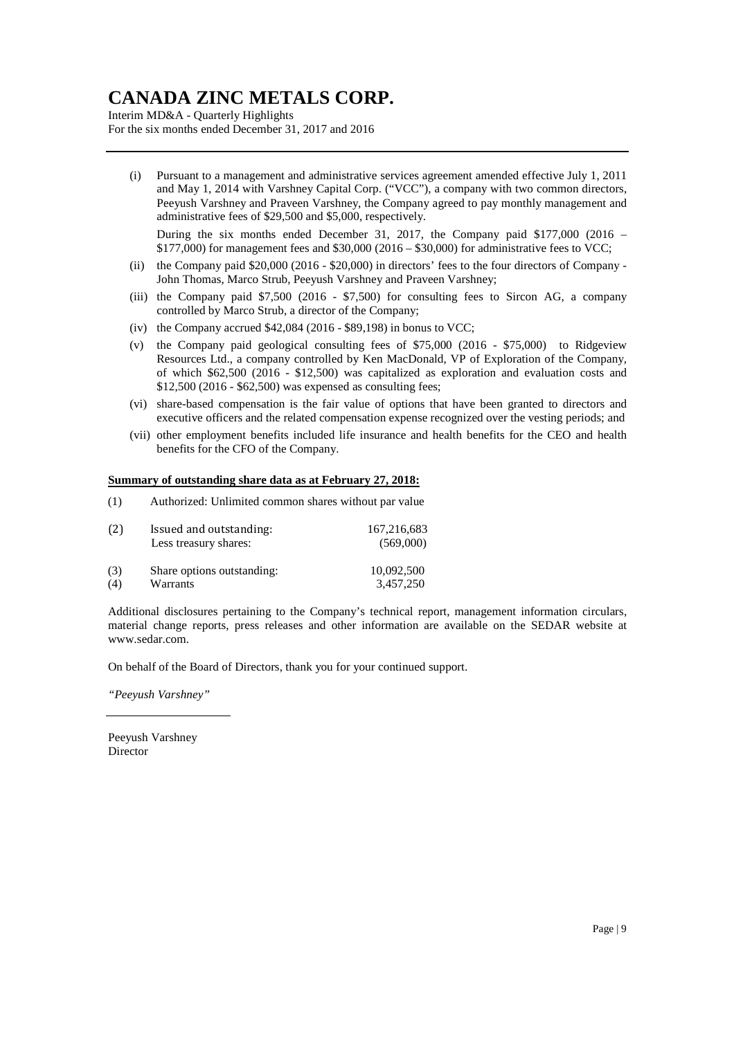(i) Pursuant to a management and administrative services agreement amended effective July 1, 2011 and May 1, 2014 with Varshney Capital Corp. ("VCC"), a company with two common directors, Peeyush Varshney and Praveen Varshney, the Company agreed to pay monthly management and administrative fees of $29,500 and $5,000, respectively.

During the six months ended December 31, 2017, the Company paid $177,000 (2016 – $177,000) for management fees and $30,000 (2016 – $30,000) for administrative fees to VCC;

(ii) the Company paid $20,000 (2016 - $20,000) in directors' fees to the four directors of Company - John Thomas, Marco Strub, Peeyush Varshney and Praveen Varshney;

(iii) the Company paid $7,500 (2016 - $7,500) for consulting fees to Sircon AG, a company controlled by Marco Strub, a director of the Company;

(iv) the Company accrued $42,084 (2016 - $89,198) in bonus to VCC;

(v) the Company paid geological consulting fees of $75,000 (2016 - $75,000) to Ridgeview Resources Ltd., a company controlled by Ken MacDonald, VP of Exploration of the Company, of which $62,500 (2016 - $12,500) was capitalized as exploration and evaluation costs and $12,500 (2016 - $62,500) was expensed as consulting fees;

(vi) share-based compensation is the fair value of options that have been granted to directors and executive officers and the related compensation expense recognized over the vesting periods; and

(vii) other employment benefits included life insurance and health benefits for the CEO and health benefits for the CFO of the Company.

**Summary of outstanding share data as at February 27, 2018:**

(1) Authorized: Unlimited common shares without par value

| | | |
|---|---|---|
| (2) | Issued and outstanding: | 167,216,683 |
| | Less treasury shares: | (569,000) |
| (3) | Share options outstanding: | 10,092,500 |
| (4) | Warrants | 3,457,250 |

Additional disclosures pertaining to the Company's technical report, management information circulars, material change reports, press releases and other information are available on the SEDAR website at www.sedar.com.

On behalf of the Board of Directors, thank you for your continued support.

*"Peeyush Varshney"*

Peeyush Varshney
Director